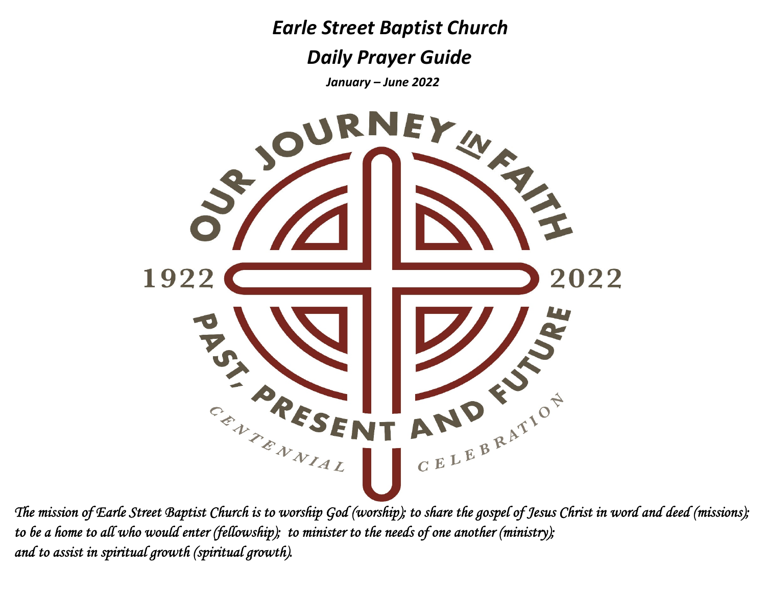# *Earle Street Baptist Church*

## *Daily Prayer Guide*

***January – June 2022***

OUR JOURNEY IN FAITH

1922 2022

PAST, PRESENT AND FUTURE

CENTENNIAL CELEBRATION

*The mission of Earle Street Baptist Church is to worship God (worship); to share the gospel of Jesus Christ in word and deed (missions); to be a home to all who would enter (fellowship); to minister to the needs of one another (ministry); and to assist in spiritual growth (spiritual growth).*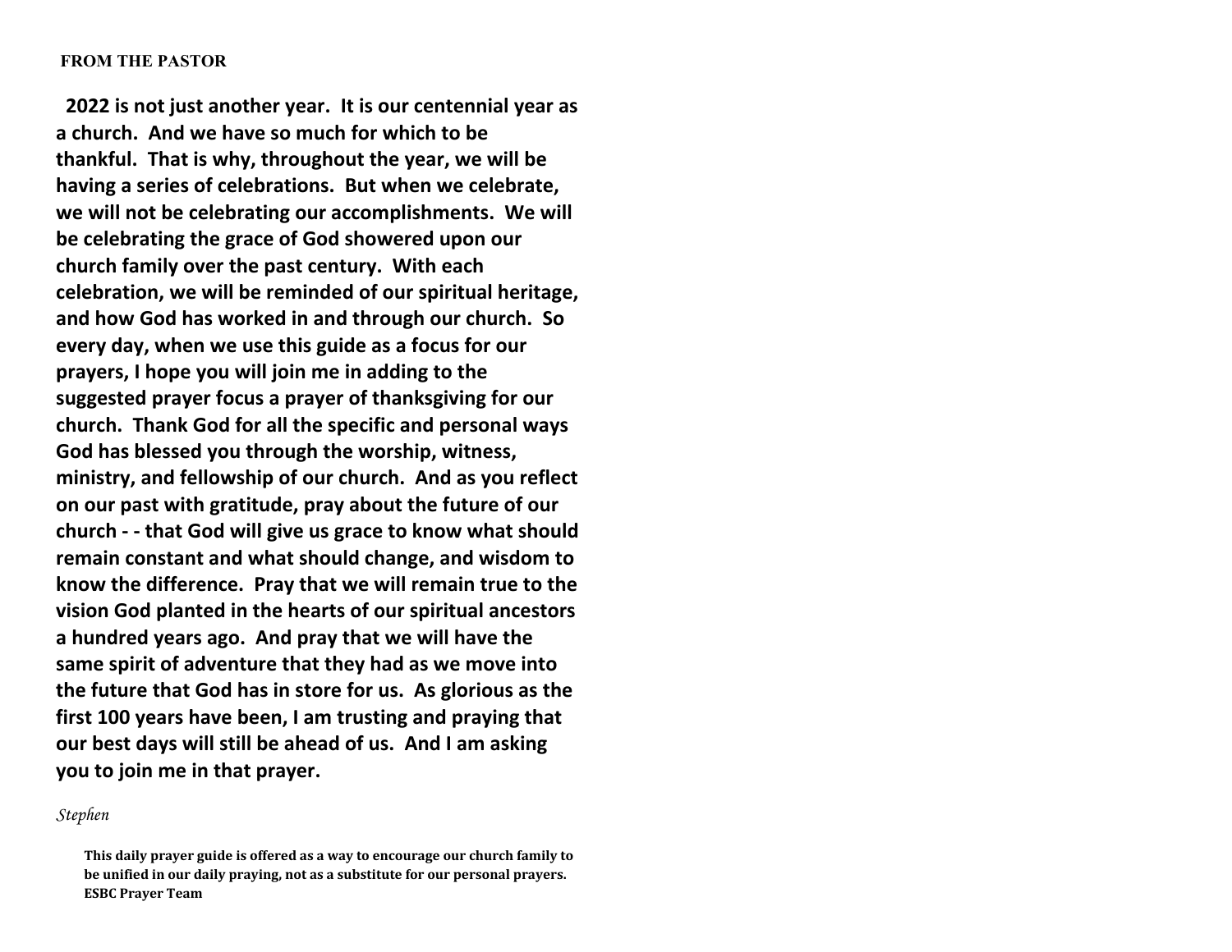## FROM THE PASTOR

**2022 is not just another year. It is our centennial year as a church. And we have so much for which to be thankful. That is why, throughout the year, we will be having a series of celebrations. But when we celebrate, we will not be celebrating our accomplishments. We will be celebrating the grace of God showered upon our church family over the past century. With each celebration, we will be reminded of our spiritual heritage, and how God has worked in and through our church. So every day, when we use this guide as a focus for our prayers, I hope you will join me in adding to the suggested prayer focus a prayer of thanksgiving for our church. Thank God for all the specific and personal ways God has blessed you through the worship, witness, ministry, and fellowship of our church. And as you reflect on our past with gratitude, pray about the future of our church - - that God will give us grace to know what should remain constant and what should change, and wisdom to know the difference. Pray that we will remain true to the vision God planted in the hearts of our spiritual ancestors a hundred years ago. And pray that we will have the same spirit of adventure that they had as we move into the future that God has in store for us. As glorious as the first 100 years have been, I am trusting and praying that our best days will still be ahead of us. And I am asking you to join me in that prayer.**

*Stephen*

**This daily prayer guide is offered as a way to encourage our church family to be unified in our daily praying, not as a substitute for our personal prayers. ESBC Prayer Team**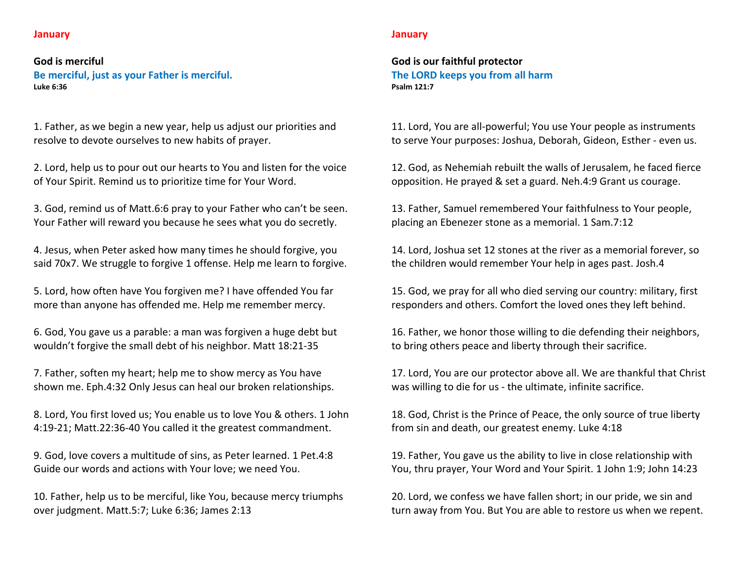## January

**God is merciful**

**Be merciful, just as your Father is merciful.**
**Luke 6:36**

1. Father, as we begin a new year, help us adjust our priorities and resolve to devote ourselves to new habits of prayer.

2. Lord, help us to pour out our hearts to You and listen for the voice of Your Spirit. Remind us to prioritize time for Your Word.

3. God, remind us of Matt.6:6 pray to your Father who can’t be seen. Your Father will reward you because he sees what you do secretly.

4. Jesus, when Peter asked how many times he should forgive, you said 70x7. We struggle to forgive 1 offense. Help me learn to forgive.

5. Lord, how often have You forgiven me? I have offended You far more than anyone has offended me. Help me remember mercy.

6. God, You gave us a parable: a man was forgiven a huge debt but wouldn’t forgive the small debt of his neighbor. Matt 18:21-35

7. Father, soften my heart; help me to show mercy as You have shown me. Eph.4:32 Only Jesus can heal our broken relationships.

8. Lord, You first loved us; You enable us to love You & others. 1 John 4:19-21; Matt.22:36-40 You called it the greatest commandment.

9. God, love covers a multitude of sins, as Peter learned. 1 Pet.4:8 Guide our words and actions with Your love; we need You.

10. Father, help us to be merciful, like You, because mercy triumphs over judgment. Matt.5:7; Luke 6:36; James 2:13

## January

**God is our faithful protector**

**The LORD keeps you from all harm**
**Psalm 121:7**

11. Lord, You are all-powerful; You use Your people as instruments to serve Your purposes: Joshua, Deborah, Gideon, Esther - even us.

12. God, as Nehemiah rebuilt the walls of Jerusalem, he faced fierce opposition. He prayed & set a guard. Neh.4:9 Grant us courage.

13. Father, Samuel remembered Your faithfulness to Your people, placing an Ebenezer stone as a memorial. 1 Sam.7:12

14. Lord, Joshua set 12 stones at the river as a memorial forever, so the children would remember Your help in ages past. Josh.4

15. God, we pray for all who died serving our country: military, first responders and others. Comfort the loved ones they left behind.

16. Father, we honor those willing to die defending their neighbors, to bring others peace and liberty through their sacrifice.

17. Lord, You are our protector above all. We are thankful that Christ was willing to die for us - the ultimate, infinite sacrifice.

18. God, Christ is the Prince of Peace, the only source of true liberty from sin and death, our greatest enemy. Luke 4:18

19. Father, You gave us the ability to live in close relationship with You, thru prayer, Your Word and Your Spirit. 1 John 1:9; John 14:23

20. Lord, we confess we have fallen short; in our pride, we sin and turn away from You. But You are able to restore us when we repent.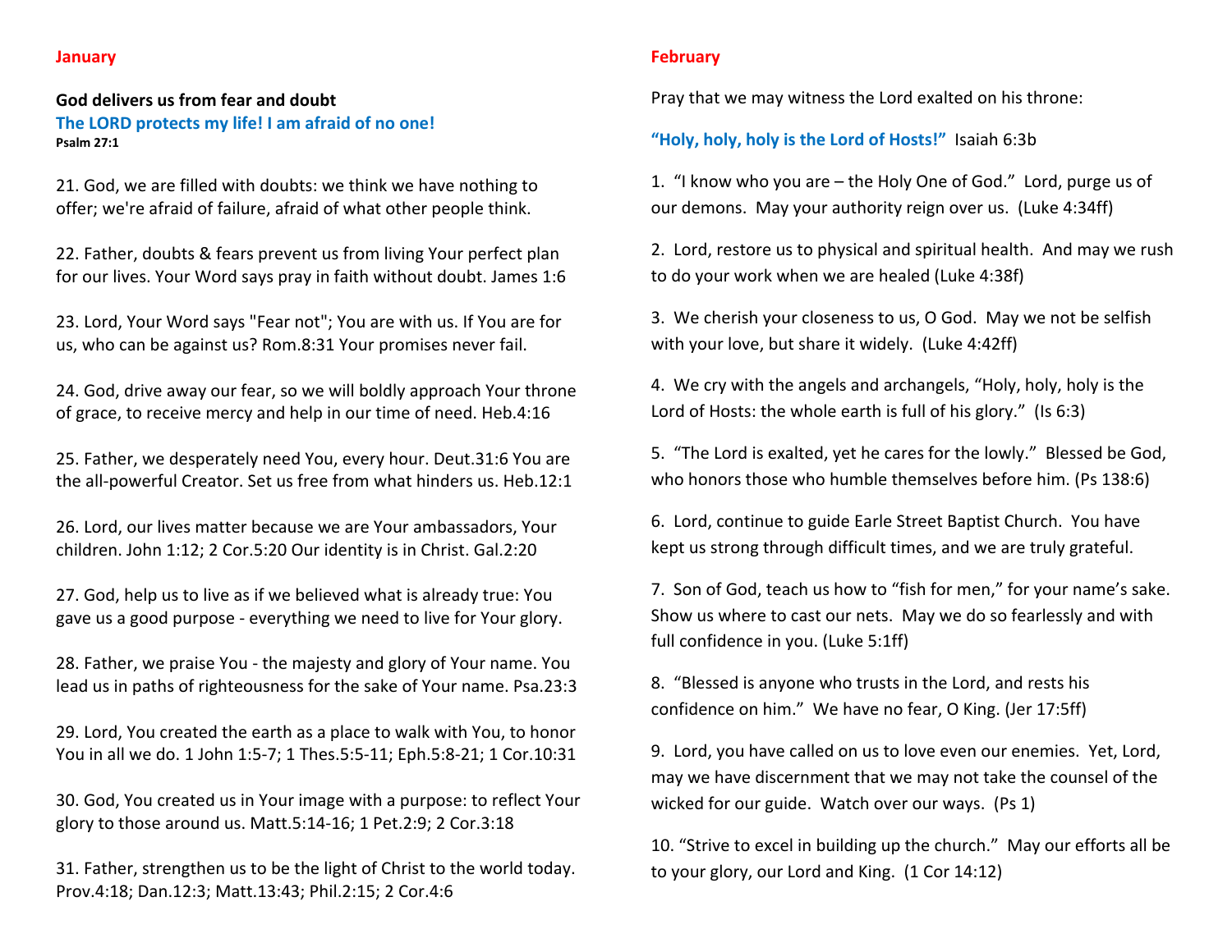## January

**God delivers us from fear and doubt**

**The LORD protects my life! I am afraid of no one!**

**Psalm 27:1**

21. God, we are filled with doubts: we think we have nothing to offer; we're afraid of failure, afraid of what other people think.

22. Father, doubts & fears prevent us from living Your perfect plan for our lives. Your Word says pray in faith without doubt. James 1:6

23. Lord, Your Word says "Fear not"; You are with us. If You are for us, who can be against us? Rom.8:31 Your promises never fail.

24. God, drive away our fear, so we will boldly approach Your throne of grace, to receive mercy and help in our time of need. Heb.4:16

25. Father, we desperately need You, every hour. Deut.31:6 You are the all-powerful Creator. Set us free from what hinders us. Heb.12:1

26. Lord, our lives matter because we are Your ambassadors, Your children. John 1:12; 2 Cor.5:20 Our identity is in Christ. Gal.2:20

27. God, help us to live as if we believed what is already true: You gave us a good purpose - everything we need to live for Your glory.

28. Father, we praise You - the majesty and glory of Your name. You lead us in paths of righteousness for the sake of Your name. Psa.23:3

29. Lord, You created the earth as a place to walk with You, to honor You in all we do. 1 John 1:5-7; 1 Thes.5:5-11; Eph.5:8-21; 1 Cor.10:31

30. God, You created us in Your image with a purpose: to reflect Your glory to those around us. Matt.5:14-16; 1 Pet.2:9; 2 Cor.3:18

31. Father, strengthen us to be the light of Christ to the world today. Prov.4:18; Dan.12:3; Matt.13:43; Phil.2:15; 2 Cor.4:6

## February

Pray that we may witness the Lord exalted on his throne:

**"Holy, holy, holy is the Lord of Hosts!"** Isaiah 6:3b

1. "I know who you are – the Holy One of God." Lord, purge us of our demons. May your authority reign over us. (Luke 4:34ff)

2. Lord, restore us to physical and spiritual health. And may we rush to do your work when we are healed (Luke 4:38f)

3. We cherish your closeness to us, O God. May we not be selfish with your love, but share it widely. (Luke 4:42ff)

4. We cry with the angels and archangels, "Holy, holy, holy is the Lord of Hosts: the whole earth is full of his glory." (Is 6:3)

5. "The Lord is exalted, yet he cares for the lowly." Blessed be God, who honors those who humble themselves before him. (Ps 138:6)

6. Lord, continue to guide Earle Street Baptist Church. You have kept us strong through difficult times, and we are truly grateful.

7. Son of God, teach us how to "fish for men," for your name's sake. Show us where to cast our nets. May we do so fearlessly and with full confidence in you. (Luke 5:1ff)

8. "Blessed is anyone who trusts in the Lord, and rests his confidence on him." We have no fear, O King. (Jer 17:5ff)

9. Lord, you have called on us to love even our enemies. Yet, Lord, may we have discernment that we may not take the counsel of the wicked for our guide. Watch over our ways. (Ps 1)

10. "Strive to excel in building up the church." May our efforts all be to your glory, our Lord and King. (1 Cor 14:12)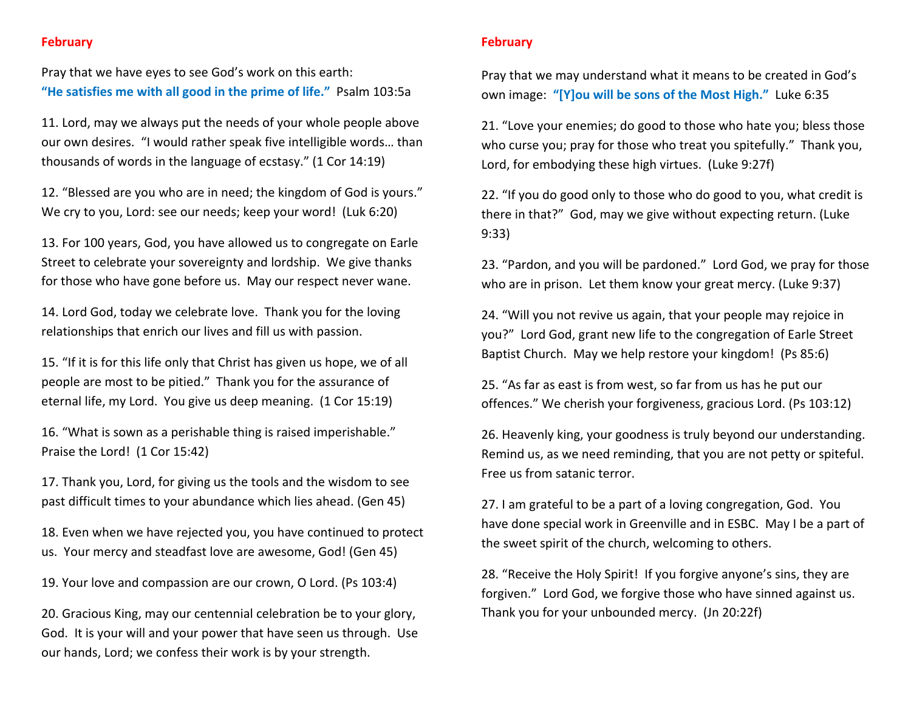## February

Pray that we have eyes to see God's work on this earth:
**"He satisfies me with all good in the prime of life."** Psalm 103:5a

11. Lord, may we always put the needs of your whole people above our own desires. "I would rather speak five intelligible words… than thousands of words in the language of ecstasy." (1 Cor 14:19)

12. "Blessed are you who are in need; the kingdom of God is yours." We cry to you, Lord: see our needs; keep your word! (Luk 6:20)

13. For 100 years, God, you have allowed us to congregate on Earle Street to celebrate your sovereignty and lordship. We give thanks for those who have gone before us. May our respect never wane.

14. Lord God, today we celebrate love. Thank you for the loving relationships that enrich our lives and fill us with passion.

15. "If it is for this life only that Christ has given us hope, we of all people are most to be pitied." Thank you for the assurance of eternal life, my Lord. You give us deep meaning. (1 Cor 15:19)

16. "What is sown as a perishable thing is raised imperishable." Praise the Lord! (1 Cor 15:42)

17. Thank you, Lord, for giving us the tools and the wisdom to see past difficult times to your abundance which lies ahead. (Gen 45)

18. Even when we have rejected you, you have continued to protect us. Your mercy and steadfast love are awesome, God! (Gen 45)

19. Your love and compassion are our crown, O Lord. (Ps 103:4)

20. Gracious King, may our centennial celebration be to your glory, God. It is your will and your power that have seen us through. Use our hands, Lord; we confess their work is by your strength.

## February

Pray that we may understand what it means to be created in God's own image: **"[Y]ou will be sons of the Most High."** Luke 6:35

21. "Love your enemies; do good to those who hate you; bless those who curse you; pray for those who treat you spitefully." Thank you, Lord, for embodying these high virtues. (Luke 9:27f)

22. "If you do good only to those who do good to you, what credit is there in that?" God, may we give without expecting return. (Luke 9:33)

23. "Pardon, and you will be pardoned." Lord God, we pray for those who are in prison. Let them know your great mercy. (Luke 9:37)

24. "Will you not revive us again, that your people may rejoice in you?" Lord God, grant new life to the congregation of Earle Street Baptist Church. May we help restore your kingdom! (Ps 85:6)

25. "As far as east is from west, so far from us has he put our offences." We cherish your forgiveness, gracious Lord. (Ps 103:12)

26. Heavenly king, your goodness is truly beyond our understanding. Remind us, as we need reminding, that you are not petty or spiteful. Free us from satanic terror.

27. I am grateful to be a part of a loving congregation, God. You have done special work in Greenville and in ESBC. May I be a part of the sweet spirit of the church, welcoming to others.

28. "Receive the Holy Spirit! If you forgive anyone's sins, they are forgiven." Lord God, we forgive those who have sinned against us. Thank you for your unbounded mercy. (Jn 20:22f)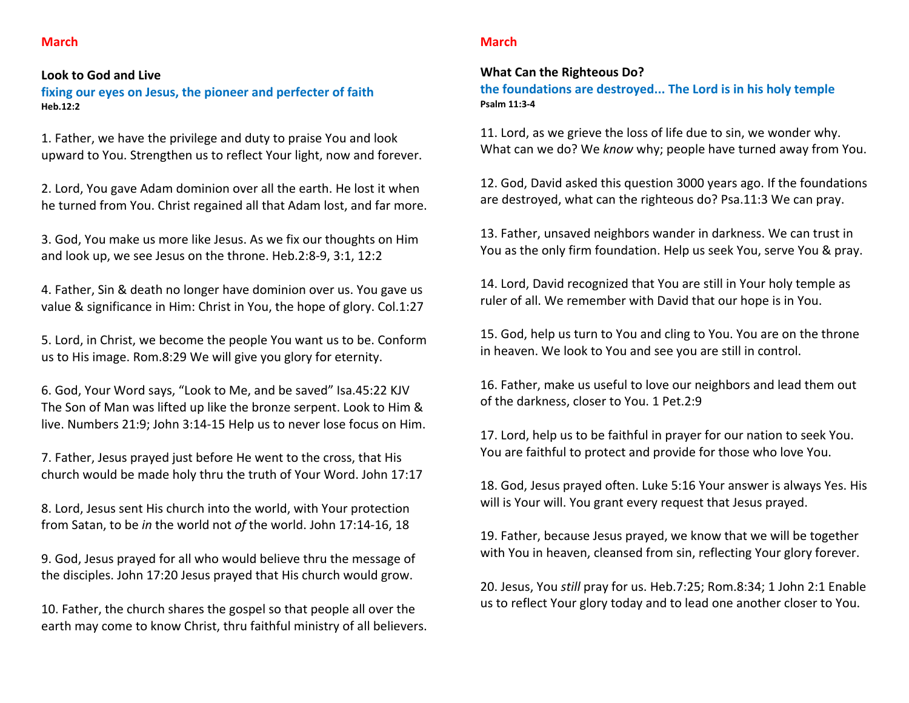**March**

**Look to God and Live**

**fixing our eyes on Jesus, the pioneer and perfecter of faith**
**Heb.12:2**

1. Father, we have the privilege and duty to praise You and look upward to You. Strengthen us to reflect Your light, now and forever.

2. Lord, You gave Adam dominion over all the earth. He lost it when he turned from You. Christ regained all that Adam lost, and far more.

3. God, You make us more like Jesus. As we fix our thoughts on Him and look up, we see Jesus on the throne. Heb.2:8-9, 3:1, 12:2

4. Father, Sin & death no longer have dominion over us. You gave us value & significance in Him: Christ in You, the hope of glory. Col.1:27

5. Lord, in Christ, we become the people You want us to be. Conform us to His image. Rom.8:29 We will give you glory for eternity.

6. God, Your Word says, "Look to Me, and be saved" Isa.45:22 KJV The Son of Man was lifted up like the bronze serpent. Look to Him & live. Numbers 21:9; John 3:14-15 Help us to never lose focus on Him.

7. Father, Jesus prayed just before He went to the cross, that His church would be made holy thru the truth of Your Word. John 17:17

8. Lord, Jesus sent His church into the world, with Your protection from Satan, to be *in* the world not *of* the world. John 17:14-16, 18

9. God, Jesus prayed for all who would believe thru the message of the disciples. John 17:20 Jesus prayed that His church would grow.

10. Father, the church shares the gospel so that people all over the earth may come to know Christ, thru faithful ministry of all believers.

**March**

**What Can the Righteous Do?**

**the foundations are destroyed... The Lord is in his holy temple**
**Psalm 11:3-4**

11. Lord, as we grieve the loss of life due to sin, we wonder why. What can we do? We *know* why; people have turned away from You.

12. God, David asked this question 3000 years ago. If the foundations are destroyed, what can the righteous do? Psa.11:3 We can pray.

13. Father, unsaved neighbors wander in darkness. We can trust in You as the only firm foundation. Help us seek You, serve You & pray.

14. Lord, David recognized that You are still in Your holy temple as ruler of all. We remember with David that our hope is in You.

15. God, help us turn to You and cling to You. You are on the throne in heaven. We look to You and see you are still in control.

16. Father, make us useful to love our neighbors and lead them out of the darkness, closer to You. 1 Pet.2:9

17. Lord, help us to be faithful in prayer for our nation to seek You. You are faithful to protect and provide for those who love You.

18. God, Jesus prayed often. Luke 5:16 Your answer is always Yes. His will is Your will. You grant every request that Jesus prayed.

19. Father, because Jesus prayed, we know that we will be together with You in heaven, cleansed from sin, reflecting Your glory forever.

20. Jesus, You *still* pray for us. Heb.7:25; Rom.8:34; 1 John 2:1 Enable us to reflect Your glory today and to lead one another closer to You.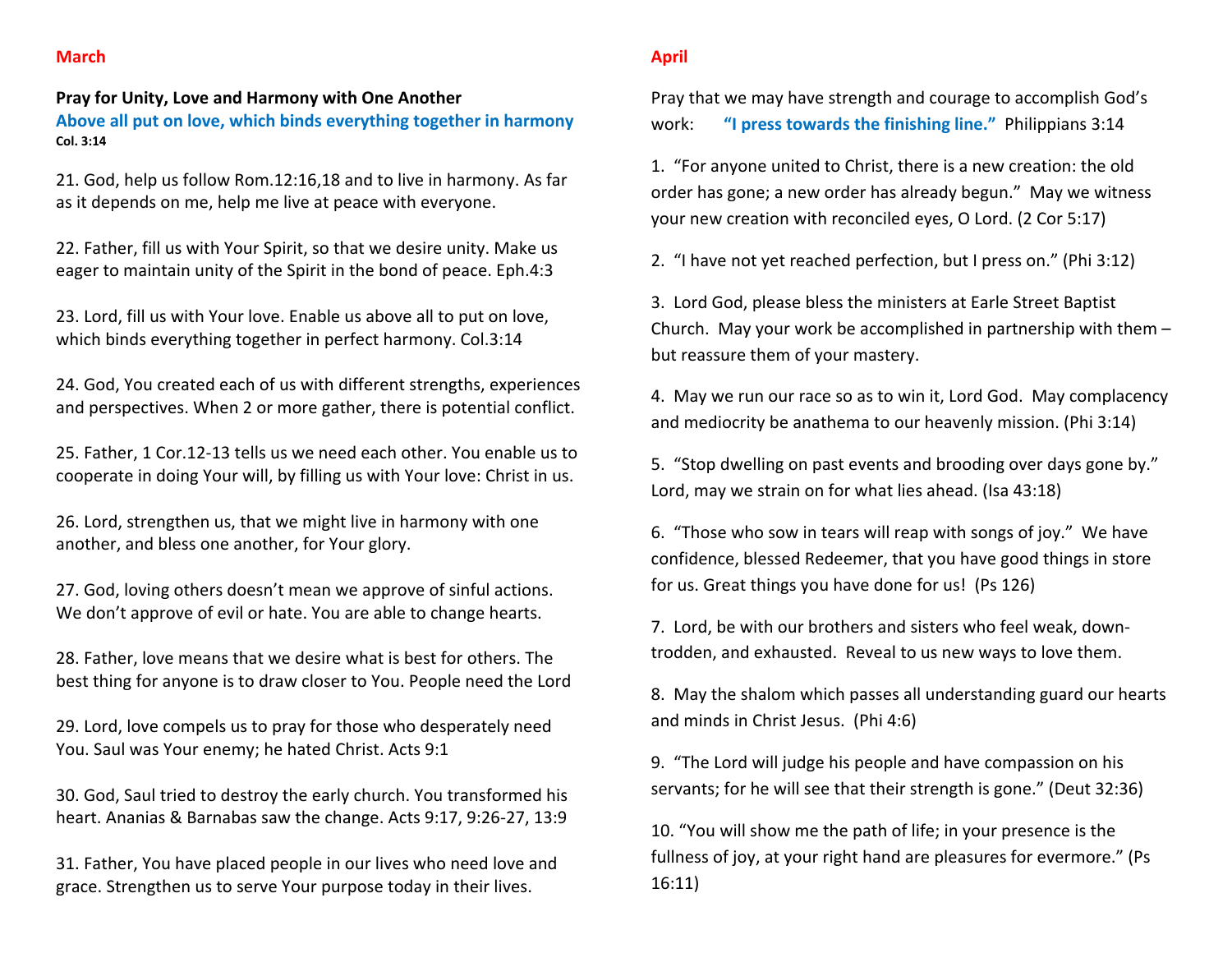## March

**Pray for Unity, Love and Harmony with One Another**

**Above all put on love, which binds everything together in harmony**
**Col. 3:14**

21. God, help us follow Rom.12:16,18 and to live in harmony. As far as it depends on me, help me live at peace with everyone.

22. Father, fill us with Your Spirit, so that we desire unity. Make us eager to maintain unity of the Spirit in the bond of peace. Eph.4:3

23. Lord, fill us with Your love. Enable us above all to put on love, which binds everything together in perfect harmony. Col.3:14

24. God, You created each of us with different strengths, experiences and perspectives. When 2 or more gather, there is potential conflict.

25. Father, 1 Cor.12-13 tells us we need each other. You enable us to cooperate in doing Your will, by filling us with Your love: Christ in us.

26. Lord, strengthen us, that we might live in harmony with one another, and bless one another, for Your glory.

27. God, loving others doesn't mean we approve of sinful actions. We don't approve of evil or hate. You are able to change hearts.

28. Father, love means that we desire what is best for others. The best thing for anyone is to draw closer to You. People need the Lord

29. Lord, love compels us to pray for those who desperately need You. Saul was Your enemy; he hated Christ. Acts 9:1

30. God, Saul tried to destroy the early church. You transformed his heart. Ananias & Barnabas saw the change. Acts 9:17, 9:26-27, 13:9

31. Father, You have placed people in our lives who need love and grace. Strengthen us to serve Your purpose today in their lives.

## April

Pray that we may have strength and courage to accomplish God's work: **"I press towards the finishing line."** Philippians 3:14

1. "For anyone united to Christ, there is a new creation: the old order has gone; a new order has already begun." May we witness your new creation with reconciled eyes, O Lord. (2 Cor 5:17)

2. "I have not yet reached perfection, but I press on." (Phi 3:12)

3. Lord God, please bless the ministers at Earle Street Baptist Church. May your work be accomplished in partnership with them – but reassure them of your mastery.

4. May we run our race so as to win it, Lord God. May complacency and mediocrity be anathema to our heavenly mission. (Phi 3:14)

5. "Stop dwelling on past events and brooding over days gone by." Lord, may we strain on for what lies ahead. (Isa 43:18)

6. "Those who sow in tears will reap with songs of joy." We have confidence, blessed Redeemer, that you have good things in store for us. Great things you have done for us! (Ps 126)

7. Lord, be with our brothers and sisters who feel weak, down-trodden, and exhausted. Reveal to us new ways to love them.

8. May the shalom which passes all understanding guard our hearts and minds in Christ Jesus. (Phi 4:6)

9. "The Lord will judge his people and have compassion on his servants; for he will see that their strength is gone." (Deut 32:36)

10. "You will show me the path of life; in your presence is the fullness of joy, at your right hand are pleasures for evermore." (Ps 16:11)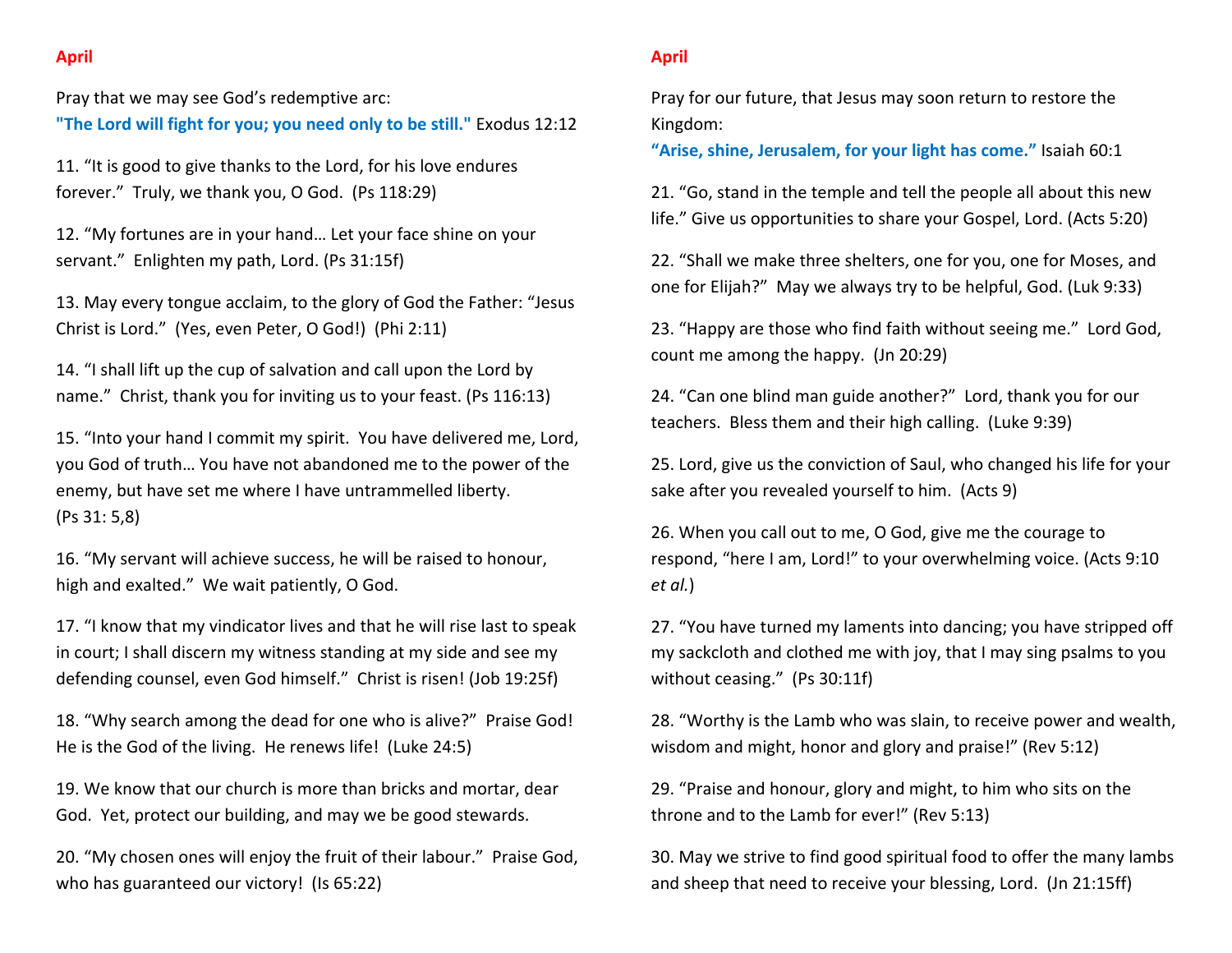## April

Pray that we may see God's redemptive arc:
**"The Lord will fight for you; you need only to be still."** Exodus 12:12

11. "It is good to give thanks to the Lord, for his love endures forever." Truly, we thank you, O God. (Ps 118:29)

12. "My fortunes are in your hand… Let your face shine on your servant." Enlighten my path, Lord. (Ps 31:15f)

13. May every tongue acclaim, to the glory of God the Father: "Jesus Christ is Lord." (Yes, even Peter, O God!) (Phi 2:11)

14. "I shall lift up the cup of salvation and call upon the Lord by name." Christ, thank you for inviting us to your feast. (Ps 116:13)

15. "Into your hand I commit my spirit. You have delivered me, Lord, you God of truth… You have not abandoned me to the power of the enemy, but have set me where I have untrammelled liberty. (Ps 31: 5,8)

16. "My servant will achieve success, he will be raised to honour, high and exalted." We wait patiently, O God.

17. "I know that my vindicator lives and that he will rise last to speak in court; I shall discern my witness standing at my side and see my defending counsel, even God himself." Christ is risen! (Job 19:25f)

18. "Why search among the dead for one who is alive?" Praise God! He is the God of the living. He renews life! (Luke 24:5)

19. We know that our church is more than bricks and mortar, dear God. Yet, protect our building, and may we be good stewards.

20. "My chosen ones will enjoy the fruit of their labour." Praise God, who has guaranteed our victory! (Is 65:22)

## April

Pray for our future, that Jesus may soon return to restore the Kingdom:
**"Arise, shine, Jerusalem, for your light has come."** Isaiah 60:1

21. "Go, stand in the temple and tell the people all about this new life." Give us opportunities to share your Gospel, Lord. (Acts 5:20)

22. "Shall we make three shelters, one for you, one for Moses, and one for Elijah?" May we always try to be helpful, God. (Luk 9:33)

23. "Happy are those who find faith without seeing me." Lord God, count me among the happy. (Jn 20:29)

24. "Can one blind man guide another?" Lord, thank you for our teachers. Bless them and their high calling. (Luke 9:39)

25. Lord, give us the conviction of Saul, who changed his life for your sake after you revealed yourself to him. (Acts 9)

26. When you call out to me, O God, give me the courage to respond, "here I am, Lord!" to your overwhelming voice. (Acts 9:10 *et al.*)

27. "You have turned my laments into dancing; you have stripped off my sackcloth and clothed me with joy, that I may sing psalms to you without ceasing." (Ps 30:11f)

28. "Worthy is the Lamb who was slain, to receive power and wealth, wisdom and might, honor and glory and praise!" (Rev 5:12)

29. "Praise and honour, glory and might, to him who sits on the throne and to the Lamb for ever!" (Rev 5:13)

30. May we strive to find good spiritual food to offer the many lambs and sheep that need to receive your blessing, Lord. (Jn 21:15ff)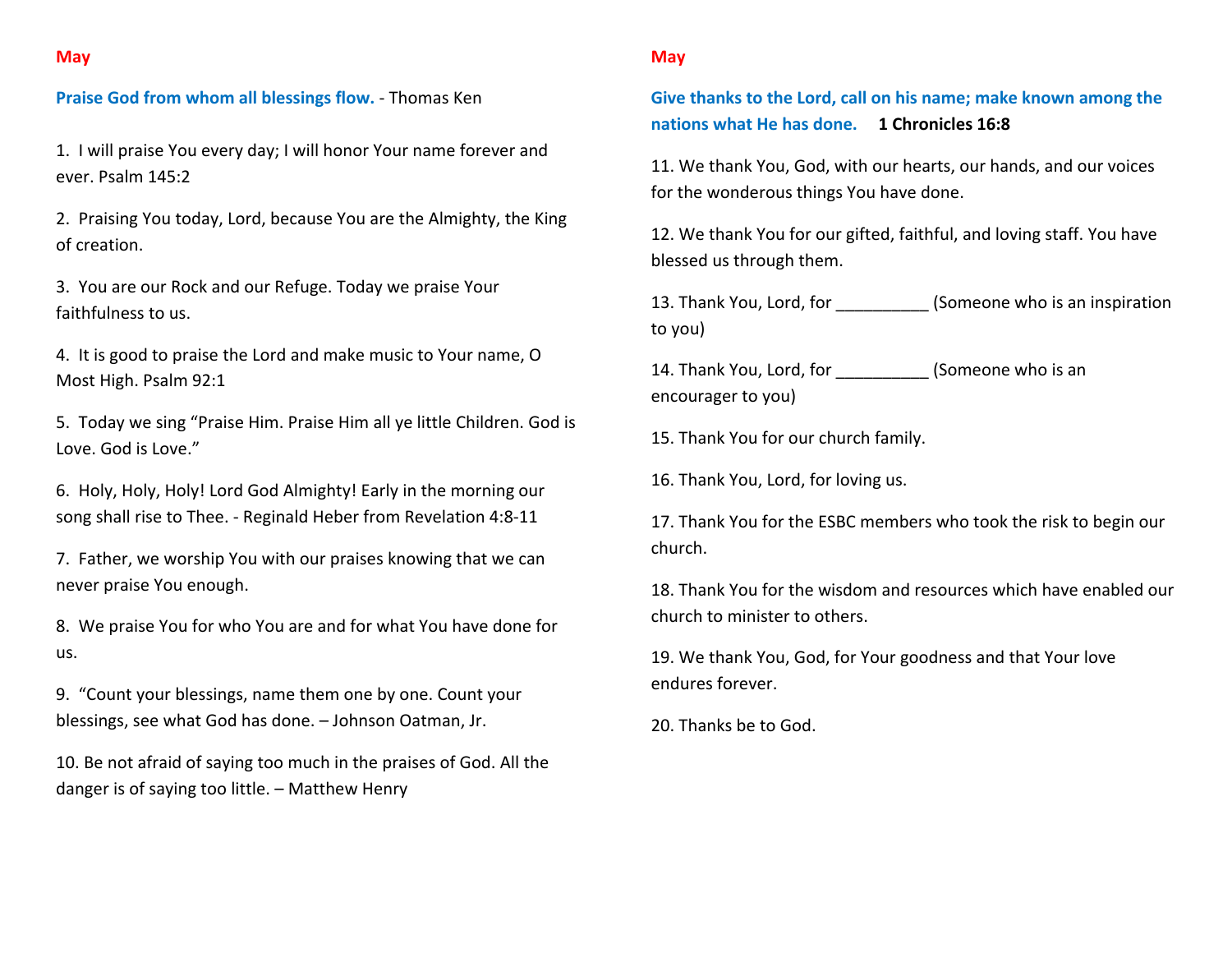## May

**Praise God from whom all blessings flow.** - Thomas Ken

1. I will praise You every day; I will honor Your name forever and ever. Psalm 145:2

2. Praising You today, Lord, because You are the Almighty, the King of creation.

3. You are our Rock and our Refuge. Today we praise Your faithfulness to us.

4. It is good to praise the Lord and make music to Your name, O Most High. Psalm 92:1

5. Today we sing "Praise Him. Praise Him all ye little Children. God is Love. God is Love."

6. Holy, Holy, Holy! Lord God Almighty! Early in the morning our song shall rise to Thee. - Reginald Heber from Revelation 4:8-11

7. Father, we worship You with our praises knowing that we can never praise You enough.

8. We praise You for who You are and for what You have done for us.

9. "Count your blessings, name them one by one. Count your blessings, see what God has done. – Johnson Oatman, Jr.

10. Be not afraid of saying too much in the praises of God. All the danger is of saying too little. – Matthew Henry

## May

**Give thanks to the Lord, call on his name; make known among the nations what He has done.** **1 Chronicles 16:8**

11. We thank You, God, with our hearts, our hands, and our voices for the wonderous things You have done.

12. We thank You for our gifted, faithful, and loving staff. You have blessed us through them.

13. Thank You, Lord, for __________ (Someone who is an inspiration to you)

14. Thank You, Lord, for __________ (Someone who is an encourager to you)

15. Thank You for our church family.

16. Thank You, Lord, for loving us.

17. Thank You for the ESBC members who took the risk to begin our church.

18. Thank You for the wisdom and resources which have enabled our church to minister to others.

19. We thank You, God, for Your goodness and that Your love endures forever.

20. Thanks be to God.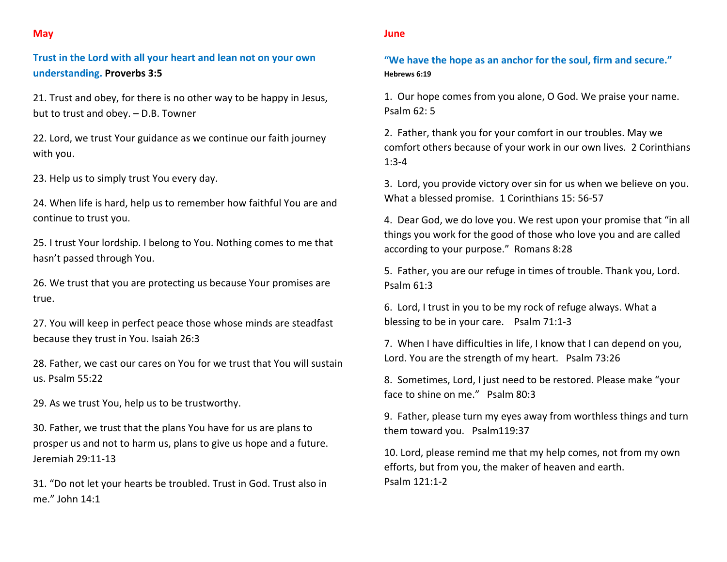## May

**Trust in the Lord with all your heart and lean not on your own understanding. Proverbs 3:5**

21. Trust and obey, for there is no other way to be happy in Jesus, but to trust and obey. – D.B. Towner

22. Lord, we trust Your guidance as we continue our faith journey with you.

23. Help us to simply trust You every day.

24. When life is hard, help us to remember how faithful You are and continue to trust you.

25. I trust Your lordship. I belong to You. Nothing comes to me that hasn't passed through You.

26. We trust that you are protecting us because Your promises are true.

27. You will keep in perfect peace those whose minds are steadfast because they trust in You. Isaiah 26:3

28. Father, we cast our cares on You for we trust that You will sustain us. Psalm 55:22

29. As we trust You, help us to be trustworthy.

30. Father, we trust that the plans You have for us are plans to prosper us and not to harm us, plans to give us hope and a future. Jeremiah 29:11-13

31. "Do not let your hearts be troubled. Trust in God. Trust also in me." John 14:1

## June

**"We have the hope as an anchor for the soul, firm and secure."**
**Hebrews 6:19**

1. Our hope comes from you alone, O God. We praise your name. Psalm 62: 5

2. Father, thank you for your comfort in our troubles. May we comfort others because of your work in our own lives. 2 Corinthians 1:3-4

3. Lord, you provide victory over sin for us when we believe on you. What a blessed promise. 1 Corinthians 15: 56-57

4. Dear God, we do love you. We rest upon your promise that "in all things you work for the good of those who love you and are called according to your purpose." Romans 8:28

5. Father, you are our refuge in times of trouble. Thank you, Lord. Psalm 61:3

6. Lord, I trust in you to be my rock of refuge always. What a blessing to be in your care. Psalm 71:1-3

7. When I have difficulties in life, I know that I can depend on you, Lord. You are the strength of my heart. Psalm 73:26

8. Sometimes, Lord, I just need to be restored. Please make "your face to shine on me." Psalm 80:3

9. Father, please turn my eyes away from worthless things and turn them toward you. Psalm119:37

10. Lord, please remind me that my help comes, not from my own efforts, but from you, the maker of heaven and earth. Psalm 121:1-2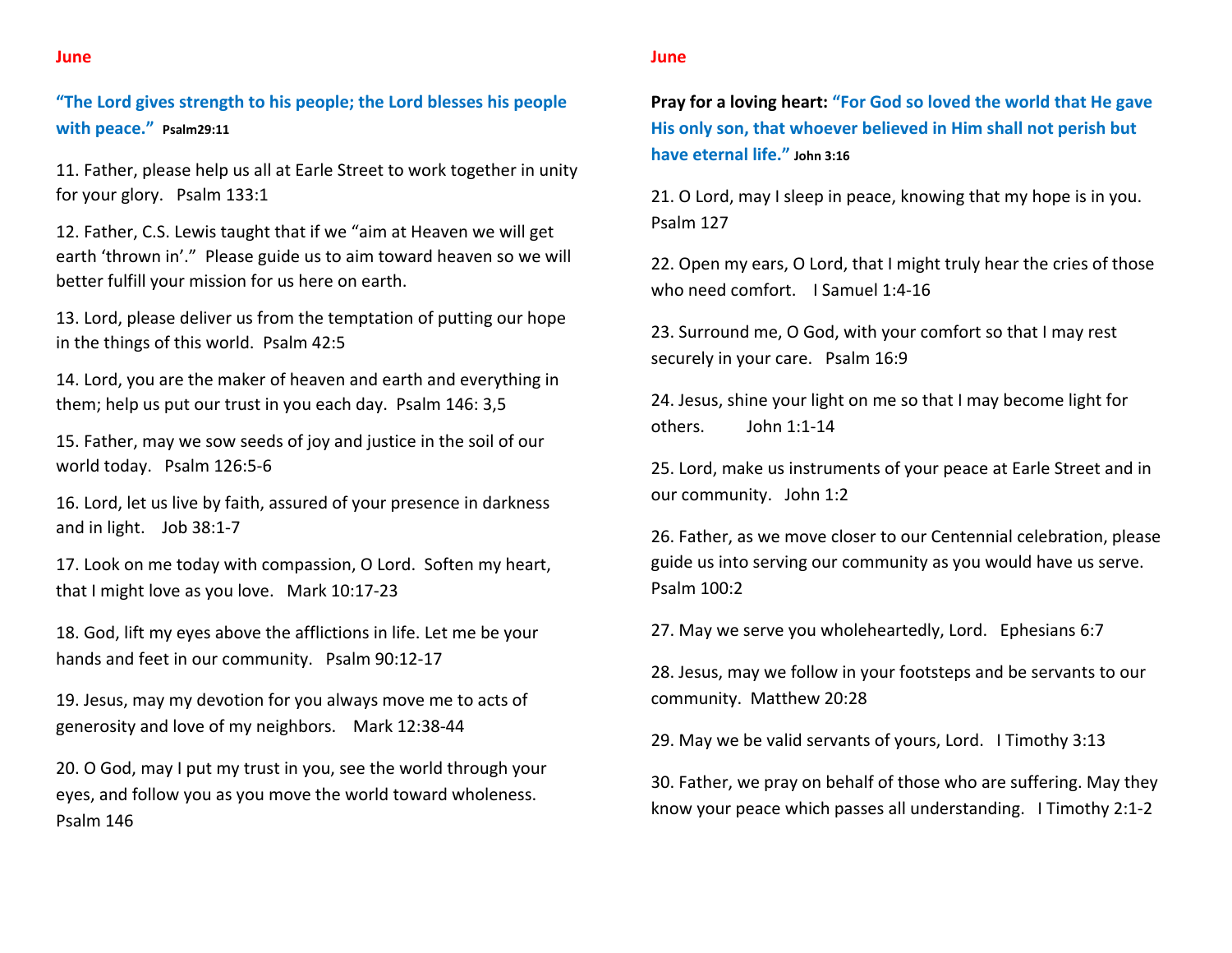## June

**"The Lord gives strength to his people; the Lord blesses his people with peace."** **Psalm29:11**

11. Father, please help us all at Earle Street to work together in unity for your glory.   Psalm 133:1

12. Father, C.S. Lewis taught that if we "aim at Heaven we will get earth 'thrown in'."  Please guide us to aim toward heaven so we will better fulfill your mission for us here on earth.

13. Lord, please deliver us from the temptation of putting our hope in the things of this world.  Psalm 42:5

14. Lord, you are the maker of heaven and earth and everything in them; help us put our trust in you each day.  Psalm 146: 3,5

15. Father, may we sow seeds of joy and justice in the soil of our world today.   Psalm 126:5-6

16. Lord, let us live by faith, assured of your presence in darkness and in light.    Job 38:1-7

17. Look on me today with compassion, O Lord.  Soften my heart, that I might love as you love.   Mark 10:17-23

18. God, lift my eyes above the afflictions in life. Let me be your hands and feet in our community.   Psalm 90:12-17

19. Jesus, may my devotion for you always move me to acts of generosity and love of my neighbors.    Mark 12:38-44

20. O God, may I put my trust in you, see the world through your eyes, and follow you as you move the world toward wholeness. Psalm 146

## June

**Pray for a loving heart: "For God so loved the world that He gave His only son, that whoever believed in Him shall not perish but have eternal life."** **John 3:16**

21. O Lord, may I sleep in peace, knowing that my hope is in you. Psalm 127

22. Open my ears, O Lord, that I might truly hear the cries of those who need comfort.    I Samuel 1:4-16

23. Surround me, O God, with your comfort so that I may rest securely in your care.   Psalm 16:9

24. Jesus, shine your light on me so that I may become light for others.         John 1:1-14

25. Lord, make us instruments of your peace at Earle Street and in our community.   John 1:2

26. Father, as we move closer to our Centennial celebration, please guide us into serving our community as you would have us serve. Psalm 100:2

27. May we serve you wholeheartedly, Lord.   Ephesians 6:7

28. Jesus, may we follow in your footsteps and be servants to our community.  Matthew 20:28

29. May we be valid servants of yours, Lord.   I Timothy 3:13

30. Father, we pray on behalf of those who are suffering. May they know your peace which passes all understanding.   I Timothy 2:1-2